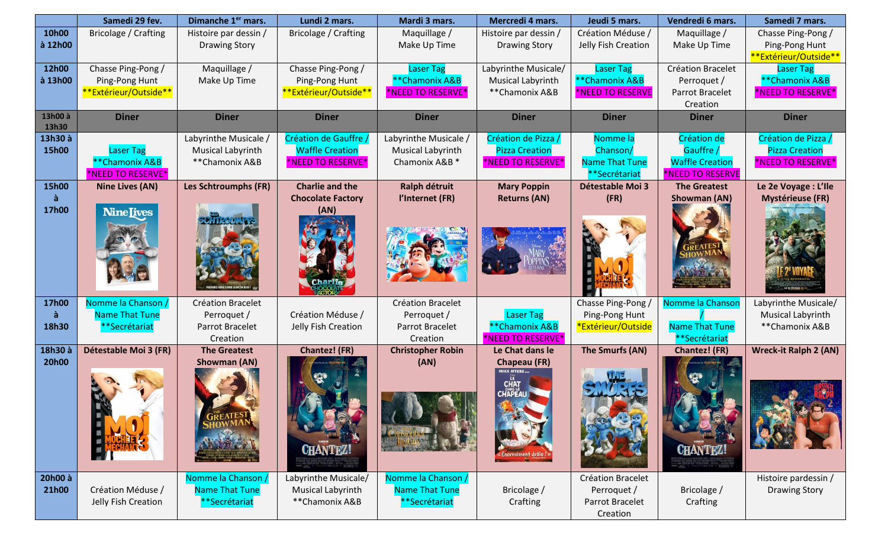| | Samedi 29 fev. | Dimanche 1er mars. | Lundi 2 mars. | Mardi 3 mars. | Mercredi 4 mars. | Jeudi 5 mars. | Vendredi 6 mars. | Samedi 7 mars. |
|---|---|---|---|---|---|---|---|---|
| 10h00 à 12h00 | Bricolage / Crafting | Histoire par dessin / Drawing Story | Bricolage / Crafting | Maquillage / Make Up Time | Histoire par dessin / Drawing Story | Création Méduse / Jelly Fish Creation | Maquillage / Make Up Time | Chasse Ping-Pong / Ping-Pong Hunt **Extérieur/Outside** |
| 12h00 à 13h00 | Chasse Ping-Pong / Ping-Pong Hunt **Extérieur/Outside** | Maquillage / Make Up Time | Chasse Ping-Pong / Ping-Pong Hunt **Extérieur/Outside** | Laser Tag **Chamonix A&B *NEED TO RESERVE* | Labyrinthe Musicale/ Musical Labyrinth **Chamonix A&B | Laser Tag **Chamonix A&B *NEED TO RESERVE | Création Bracelet Perroquet / Parrot Bracelet Creation | Laser Tag **Chamonix A&B *NEED TO RESERVE* |
| 13h00 à 13h30 | Diner | Diner | Diner | Diner | Diner | Diner | Diner | Diner |
| 13h30 à 15h00 | Laser Tag **Chamonix A&B *NEED TO RESERVE* | Labyrinthe Musicale / Musical Labyrinth **Chamonix A&B | Création de Gauffre / Waffle Creation *NEED TO RESERVE* | Labyrinthe Musicale / Musical Labyrinth Chamonix A&B * | Création de Pizza / Pizza Creation *NEED TO RESERVE* | Nomme la Chanson/ Name That Tune **Secrétariat | Création de Gauffre / Waffle Creation *NEED TO RESERVE | Création de Pizza / Pizza Creation *NEED TO RESERVE* |
| 15h00 à 17h00 | Nine Lives (AN) | Les Schtroumphs (FR) | Charlie and the Chocolate Factory (AN) | Ralph détruit l'Internet (FR) | Mary Poppin Returns (AN) | Détestable Moi 3 (FR) | The Greatest Showman (AN) | Le 2e Voyage : L'Ile Mystérieuse (FR) |
| 17h00 à 18h30 | Nomme la Chanson / Name That Tune **Secrétariat | Création Bracelet Perroquet / Parrot Bracelet Creation | Création Méduse / Jelly Fish Creation | Création Bracelet Perroquet / Parrot Bracelet Creation | Laser Tag **Chamonix A&B *NEED TO RESERVE* | Chasse Ping-Pong / Ping-Pong Hunt *Extérieur/Outside | Nomme la Chanson / Name That Tune **Secrétariat | Labyrinthe Musicale/ Musical Labyrinth **Chamonix A&B |
| 18h30 à 20h00 | Détestable Moi 3 (FR) | The Greatest Showman (AN) | Chantez! (FR) | Christopher Robin (AN) | Le Chat dans le Chapeau (FR) | The Smurfs (AN) | Chantez! (FR) | Wreck-it Ralph 2 (AN) |
| 20h00 à 21h00 | Création Méduse / Jelly Fish Creation | Nomme la Chanson / Name That Tune **Secrétariat | Labyrinthe Musicale/ Musical Labyrinth **Chamonix A&B | Nomme la Chanson / Name That Tune **Secrétariat | Bricolage / Crafting | Création Bracelet Perroquet / Parrot Bracelet Creation | Bricolage / Crafting | Histoire pardessin / Drawing Story |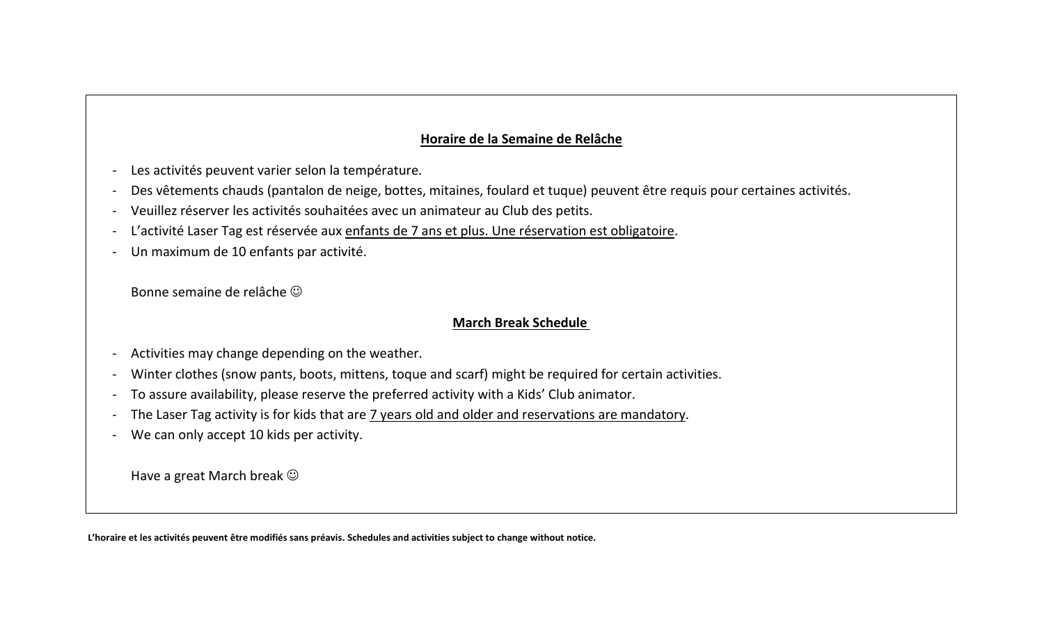**Horaire de la Semaine de Relâche**

- Les activités peuvent varier selon la température.
- Des vêtements chauds (pantalon de neige, bottes, mitaines, foulard et tuque) peuvent être requis pour certaines activités.
- Veuillez réserver les activités souhaitées avec un animateur au Club des petits.
- L'activité Laser Tag est réservée aux enfants de 7 ans et plus. Une réservation est obligatoire.
- Un maximum de 10 enfants par activité.

Bonne semaine de relâche ☺

**March Break Schedule**

- Activities may change depending on the weather.
- Winter clothes (snow pants, boots, mittens, toque and scarf) might be required for certain activities.
- To assure availability, please reserve the preferred activity with a Kids' Club animator.
- The Laser Tag activity is for kids that are 7 years old and older and reservations are mandatory.
- We can only accept 10 kids per activity.

Have a great March break ☺

**L'horaire et les activités peuvent être modifiés sans préavis. Schedules and activities subject to change without notice.**